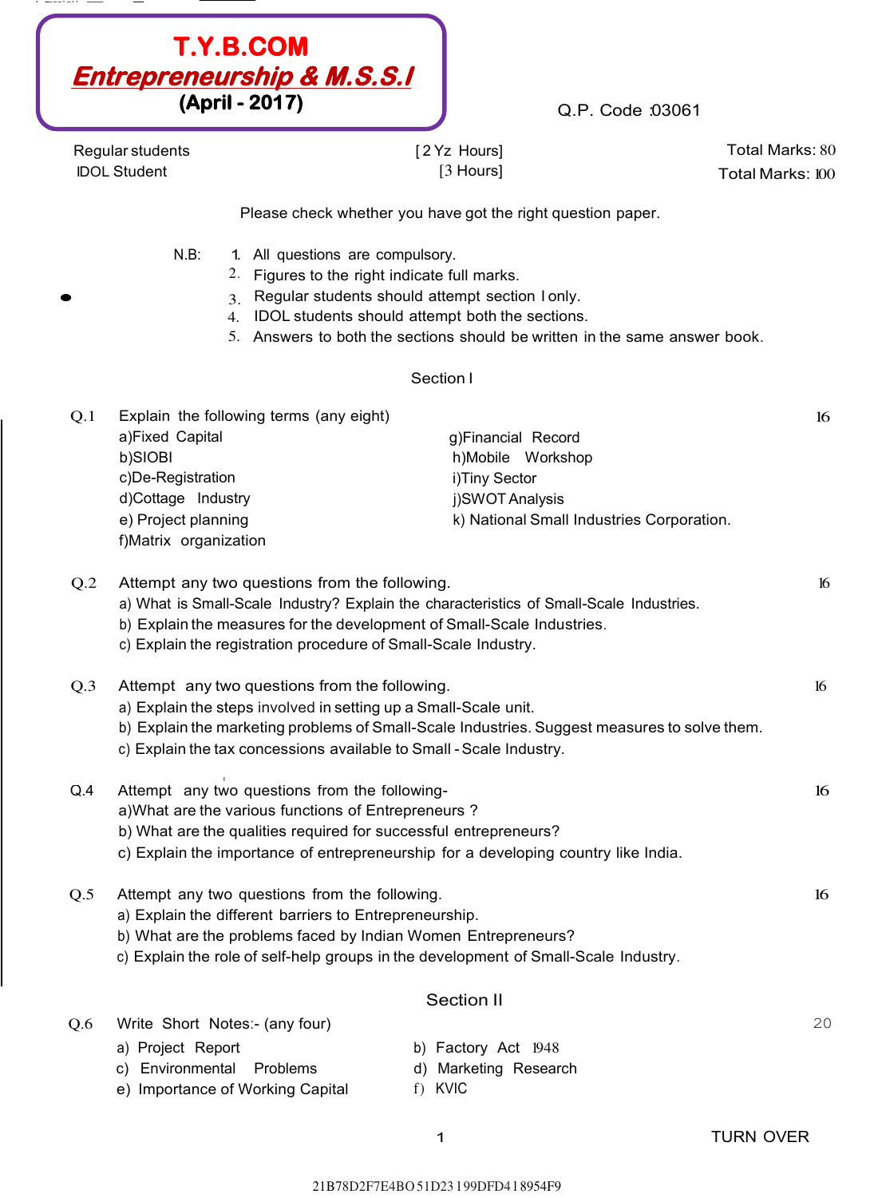# T.Y.B.COM

## *Entrepreneurship & M.S.S.I*

**(April - 2017)**

Q.P. Code :03061

| | | |
|---|---|---|
| Regular students | [2 Yz Hours] | Total Marks: 80 |
| IDOL Student | [3 Hours] | Total Marks: 100 |

Please check whether you have got the right question paper.

N.B:
1. All questions are compulsory.
2. Figures to the right indicate full marks.
3. Regular students should attempt section I only.
4. IDOL students should attempt both the sections.
5. Answers to both the sections should be written in the same answer book.

## Section I

**Q.1** Explain the following terms (any eight) **16**

a) Fixed Capital
b) SIOBI
c) De-Registration
d) Cottage Industry
e) Project planning
f) Matrix organization
g) Financial Record
h) Mobile Workshop
i) Tiny Sector
j) SWOT Analysis
k) National Small Industries Corporation.

**Q.2** Attempt any two questions from the following. **16**

a) What is Small-Scale Industry? Explain the characteristics of Small-Scale Industries.
b) Explain the measures for the development of Small-Scale Industries.
c) Explain the registration procedure of Small-Scale Industry.

**Q.3** Attempt any two questions from the following. **16**

a) Explain the steps involved in setting up a Small-Scale unit.
b) Explain the marketing problems of Small-Scale Industries. Suggest measures to solve them.
c) Explain the tax concessions available to Small - Scale Industry.

**Q.4** Attempt any two questions from the following- **16**

a) What are the various functions of Entrepreneurs ?
b) What are the qualities required for successful entrepreneurs?
c) Explain the importance of entrepreneurship for a developing country like India.

**Q.5** Attempt any two questions from the following. **16**

a) Explain the different barriers to Entrepreneurship.
b) What are the problems faced by Indian Women Entrepreneurs?
c) Explain the role of self-help groups in the development of Small-Scale Industry.

## Section II

**Q.6** Write Short Notes:- (any four) **20**

a) Project Report
b) Factory Act 1948
c) Environmental Problems
d) Marketing Research
e) Importance of Working Capital
f) KVIC

TURN OVER

21B78D2F7E4BO51D23199DFD418954F9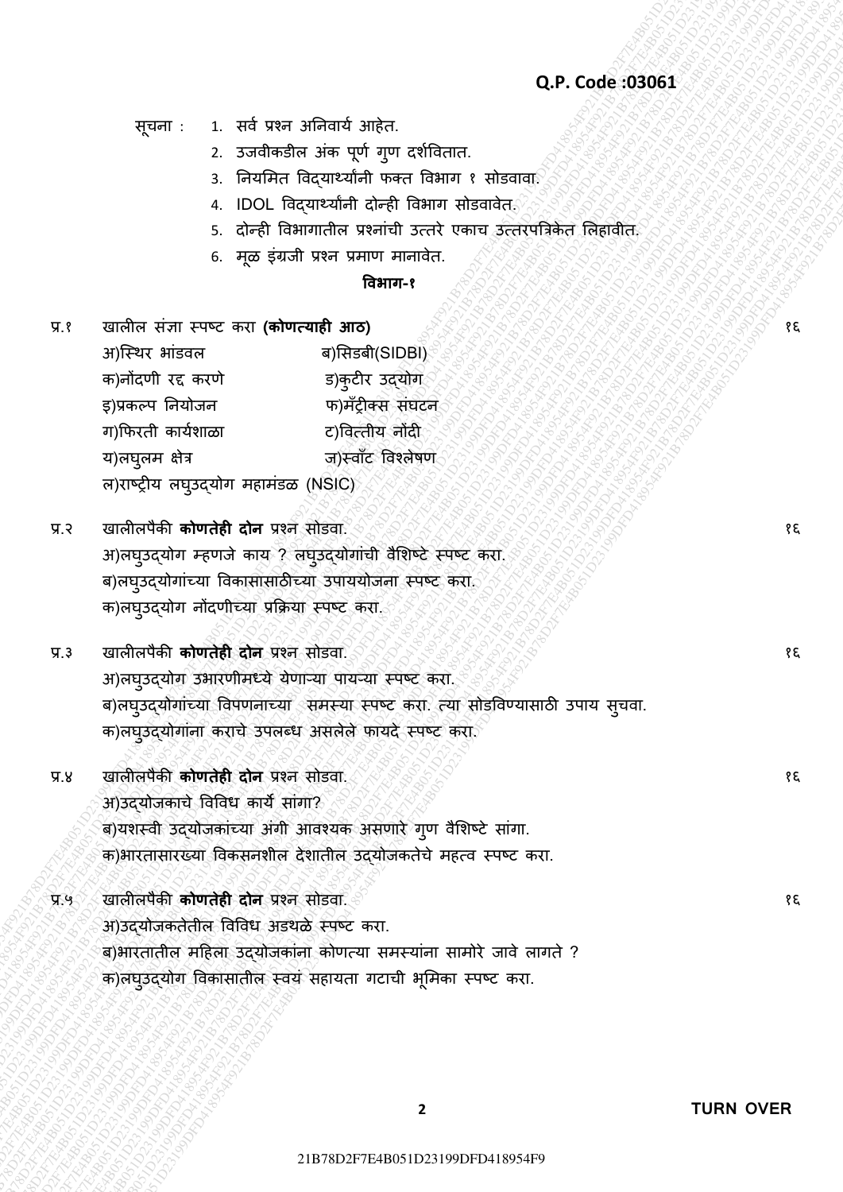**Q.P. Code :03061**

सूचना :

1. सर्व प्रश्न अनिवार्य आहेत.
2. उजवीकडील अंक पूर्ण गुण दर्शवितात.
3. नियमित विद्यार्थ्यांनी फक्त विभाग १ सोडवावा.
4. IDOL विद्यार्थ्यांनी दोन्ही विभाग सोडवावेत.
5. दोन्ही विभागातील प्रश्नांची उत्तरे एकाच उत्तरपत्रिकेत लिहावीत.
6. मूळ इंग्रजी प्रश्न प्रमाण मानावेत.

## विभाग-१

**प्र.१** खालील संज्ञा स्पष्ट करा **(कोणत्याही आठ)** — १६

- अ)स्थिर भांडवल
- ब)सिडबी(SIDBI)
- क)नोंदणी रद्द करणे
- ड)कुटीर उद्योग
- इ)प्रकल्प नियोजन
- फ)मॅट्रीक्स संघटन
- ग)फिरती कार्यशाळा
- ट)वित्तीय नोंदी
- य)लघुलम क्षेत्र
- ज)स्वॅाट विश्लेषण
- ल)राष्ट्रीय लघुउद्योग महामंडळ (NSIC)

**प्र.२** खालीलपैकी **कोणतेही दोन** प्रश्न सोडवा. — १६

अ)लघुउद्योग म्हणजे काय ? लघुउद्योगांची वैशिष्टे स्पष्ट करा.

ब)लघुउद्योगांच्या विकासासाठीच्या उपाययोजना स्पष्ट करा.

क)लघुउद्योग नोंदणीच्या प्रक्रिया स्पष्ट करा.

**प्र.३** खालीलपैकी **कोणतेही दोन** प्रश्न सोडवा. — १६

अ)लघुउद्योग उभारणीमध्ये येणाऱ्या पायऱ्या स्पष्ट करा.

ब)लघुउद्योगांच्या विपणनाच्या समस्या स्पष्ट करा. त्या सोडविण्यासाठी उपाय सुचवा.

क)लघुउद्योगांना कराचे उपलब्ध असलेले फायदे स्पष्ट करा.

**प्र.४** खालीलपैकी **कोणतेही दोन** प्रश्न सोडवा. — १६

अ)उद्योजकाचे विविध कार्ये सांगा?

ब)यशस्वी उद्योजकांच्या अंगी आवश्यक असणारे गुण वैशिष्टे सांगा.

क)भारतासारख्या विकसनशील देशातील उद्योजकतेचे महत्व स्पष्ट करा.

**प्र.५** खालीलपैकी **कोणतेही दोन** प्रश्न सोडवा. — १६

अ)उद्योजकतेतील विविध अडथळे स्पष्ट करा.

ब)भारतातील महिला उद्योजकांना कोणत्या समस्यांना सामोरे जावे लागते ?

क)लघुउद्योग विकासातील स्वयं सहायता गटाची भूमिका स्पष्ट करा.

**TURN OVER**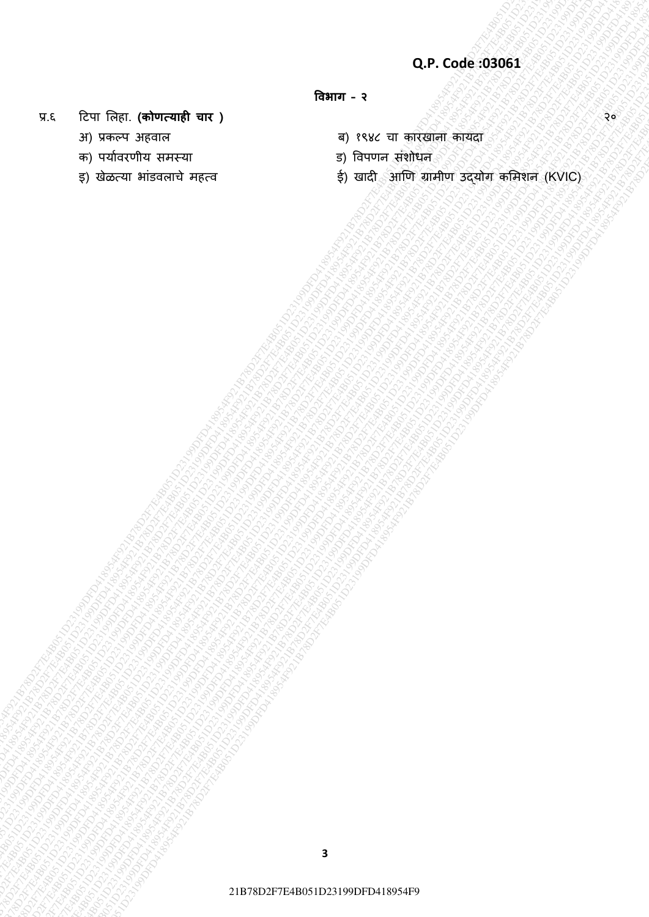Q.P. Code :03061

## विभाग - २

प्र.६ टिपा लिहा. **(कोणत्याही चार )** २०

अ) प्रकल्प अहवाल

ब) १९४८ चा कारखाना कायदा

क) पर्यावरणीय समस्या

ड) विपणन संशोधन

इ) खेळत्या भांडवलाचे महत्व

ई) खादी आणि ग्रामीण उद्योग कमिशन (KVIC)